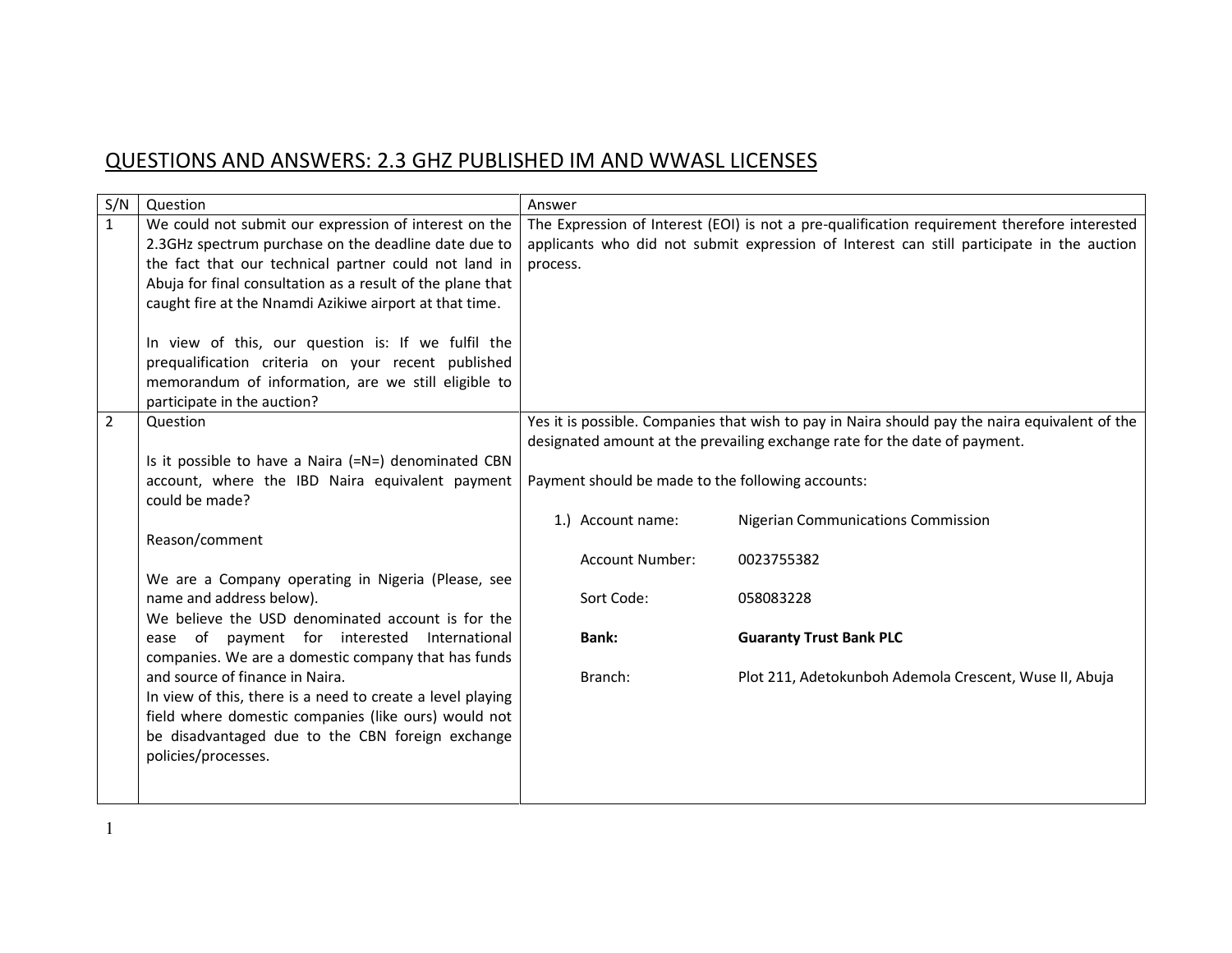## QUESTIONS AND ANSWERS: 2.3 GHZ PUBLISHED IM AND WWASL LICENSES

| S/N | Question | Answer |
|---|---|---|
| 1 | We could not submit our expression of interest on the 2.3GHz spectrum purchase on the deadline date due to the fact that our technical partner could not land in Abuja for final consultation as a result of the plane that caught fire at the Nnamdi Azikiwe airport at that time.<br><br>In view of this, our question is: If we fulfil the prequalification criteria on your recent published memorandum of information, are we still eligible to participate in the auction? | The Expression of Interest (EOI) is not a pre-qualification requirement therefore interested applicants who did not submit expression of Interest can still participate in the auction process. |
| 2 | Question<br><br>Is it possible to have a Naira (=N=) denominated CBN account, where the IBD Naira equivalent payment could be made?<br><br>Reason/comment<br><br>We are a Company operating in Nigeria (Please, see name and address below).<br>We believe the USD denominated account is for the ease of payment for interested International companies. We are a domestic company that has funds and source of finance in Naira.<br>In view of this, there is a need to create a level playing field where domestic companies (like ours) would not be disadvantaged due to the CBN foreign exchange policies/processes. | Yes it is possible. Companies that wish to pay in Naira should pay the naira equivalent of the designated amount at the prevailing exchange rate for the date of payment.<br><br>Payment should be made to the following accounts:<br><br>1.) Account name: Nigerian Communications Commission<br><br>Account Number: 0023755382<br><br>Sort Code: 058083228<br><br>**Bank:** **Guaranty Trust Bank PLC**<br><br>Branch: Plot 211, Adetokunboh Ademola Crescent, Wuse II, Abuja |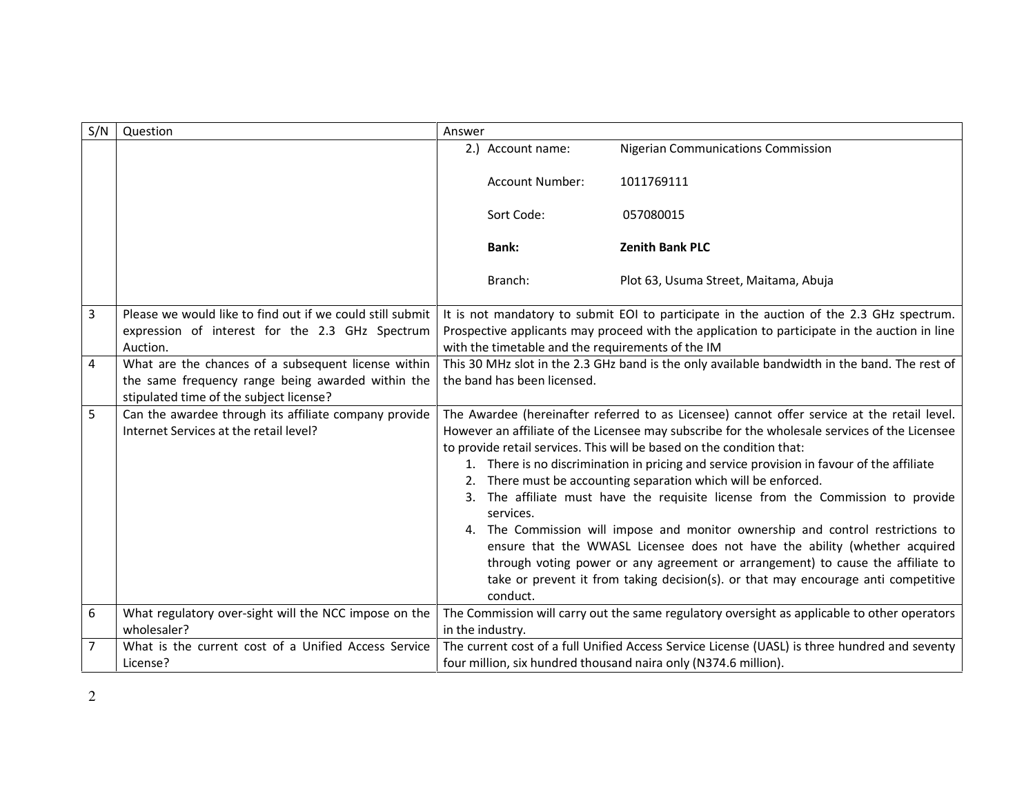| S/N | Question | Answer |
|---|---|---|
| | | 2.) Account name: Nigerian Communications Commission<br><br>Account Number: 1011769111<br><br>Sort Code: 057080015<br><br>**Bank:** **Zenith Bank PLC**<br><br>Branch: Plot 63, Usuma Street, Maitama, Abuja |
| 3 | Please we would like to find out if we could still submit expression of interest for the 2.3 GHz Spectrum Auction. | It is not mandatory to submit EOI to participate in the auction of the 2.3 GHz spectrum. Prospective applicants may proceed with the application to participate in the auction in line with the timetable and the requirements of the IM |
| 4 | What are the chances of a subsequent license within the same frequency range being awarded within the stipulated time of the subject license? | This 30 MHz slot in the 2.3 GHz band is the only available bandwidth in the band. The rest of the band has been licensed. |
| 5 | Can the awardee through its affiliate company provide Internet Services at the retail level? | The Awardee (hereinafter referred to as Licensee) cannot offer service at the retail level. However an affiliate of the Licensee may subscribe for the wholesale services of the Licensee to provide retail services. This will be based on the condition that:<br>1. There is no discrimination in pricing and service provision in favour of the affiliate<br>2. There must be accounting separation which will be enforced.<br>3. The affiliate must have the requisite license from the Commission to provide services.<br>4. The Commission will impose and monitor ownership and control restrictions to ensure that the WWASL Licensee does not have the ability (whether acquired through voting power or any agreement or arrangement) to cause the affiliate to take or prevent it from taking decision(s). or that may encourage anti competitive conduct. |
| 6 | What regulatory over-sight will the NCC impose on the wholesaler? | The Commission will carry out the same regulatory oversight as applicable to other operators in the industry. |
| 7 | What is the current cost of a Unified Access Service License? | The current cost of a full Unified Access Service License (UASL) is three hundred and seventy four million, six hundred thousand naira only (N374.6 million). |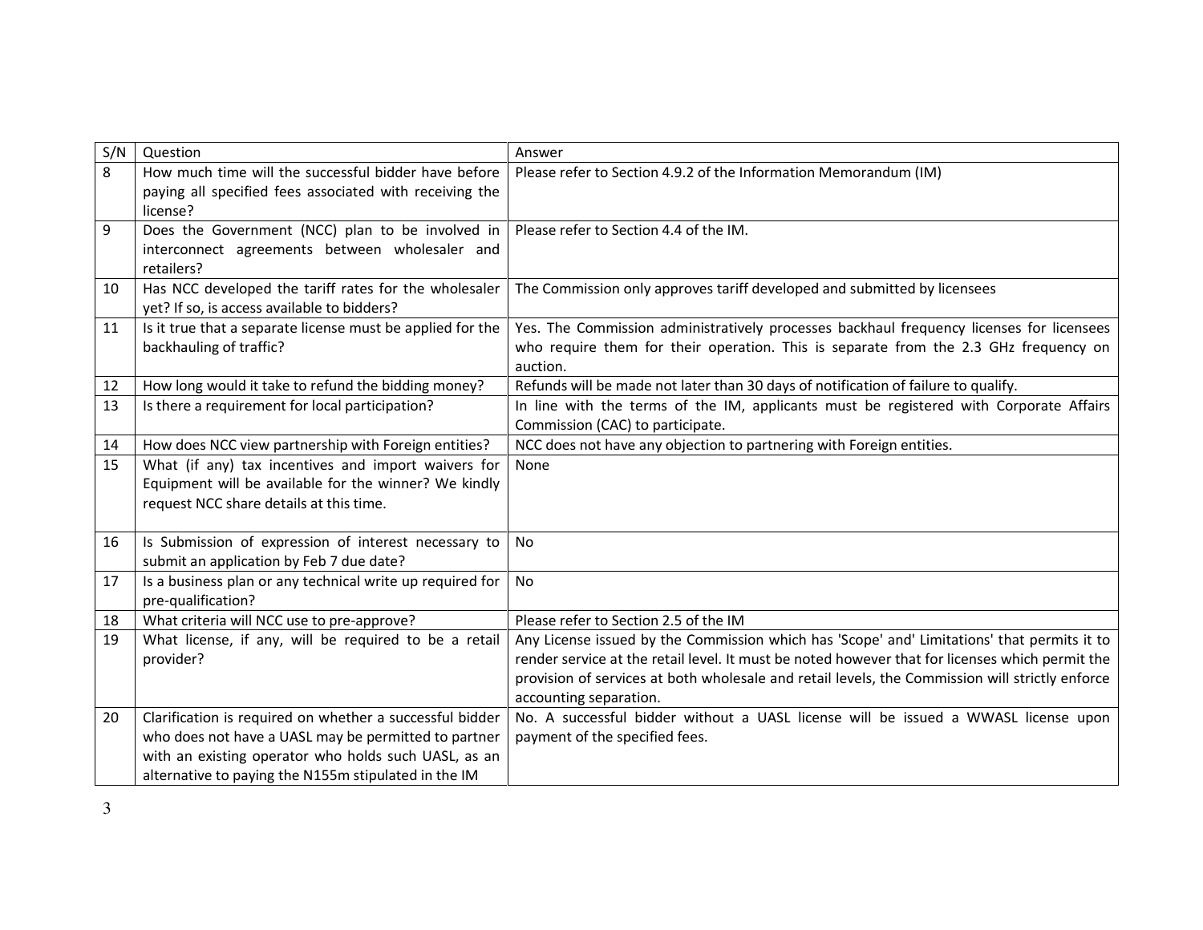| S/N | Question | Answer |
|---|---|---|
| 8 | How much time will the successful bidder have before paying all specified fees associated with receiving the license? | Please refer to Section 4.9.2 of the Information Memorandum (IM) |
| 9 | Does the Government (NCC) plan to be involved in interconnect agreements between wholesaler and retailers? | Please refer to Section 4.4 of the IM. |
| 10 | Has NCC developed the tariff rates for the wholesaler yet? If so, is access available to bidders? | The Commission only approves tariff developed and submitted by licensees |
| 11 | Is it true that a separate license must be applied for the backhauling of traffic? | Yes. The Commission administratively processes backhaul frequency licenses for licensees who require them for their operation. This is separate from the 2.3 GHz frequency on auction. |
| 12 | How long would it take to refund the bidding money? | Refunds will be made not later than 30 days of notification of failure to qualify. |
| 13 | Is there a requirement for local participation? | In line with the terms of the IM, applicants must be registered with Corporate Affairs Commission (CAC) to participate. |
| 14 | How does NCC view partnership with Foreign entities? | NCC does not have any objection to partnering with Foreign entities. |
| 15 | What (if any) tax incentives and import waivers for Equipment will be available for the winner? We kindly request NCC share details at this time. | None |
| 16 | Is Submission of expression of interest necessary to submit an application by Feb 7 due date? | No |
| 17 | Is a business plan or any technical write up required for pre-qualification? | No |
| 18 | What criteria will NCC use to pre-approve? | Please refer to Section 2.5 of the IM |
| 19 | What license, if any, will be required to be a retail provider? | Any License issued by the Commission which has 'Scope' and' Limitations' that permits it to render service at the retail level. It must be noted however that for licenses which permit the provision of services at both wholesale and retail levels, the Commission will strictly enforce accounting separation. |
| 20 | Clarification is required on whether a successful bidder who does not have a UASL may be permitted to partner with an existing operator who holds such UASL, as an alternative to paying the N155m stipulated in the IM | No. A successful bidder without a UASL license will be issued a WWASL license upon payment of the specified fees. |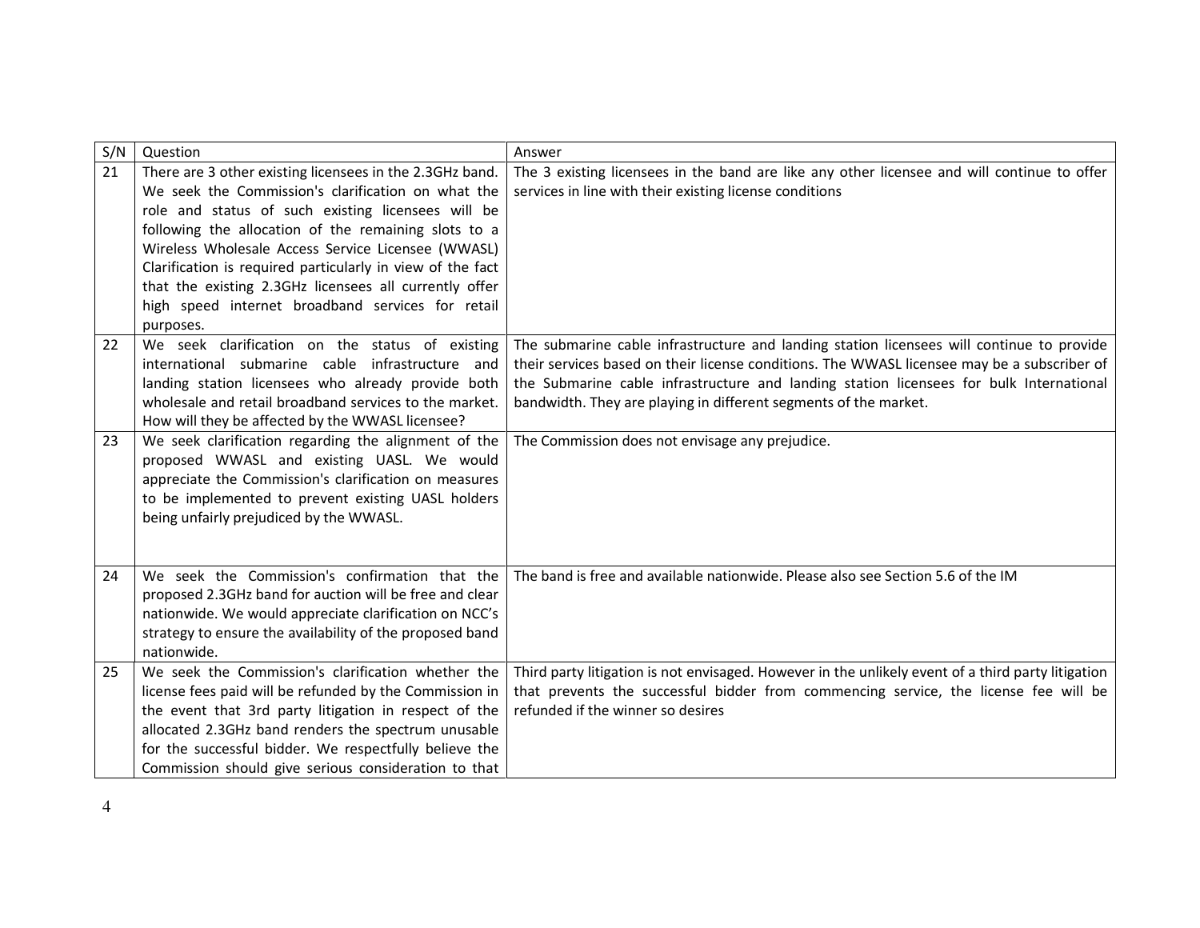| S/N | Question | Answer |
|---|---|---|
| 21 | There are 3 other existing licensees in the 2.3GHz band. We seek the Commission's clarification on what the role and status of such existing licensees will be following the allocation of the remaining slots to a Wireless Wholesale Access Service Licensee (WWASL) Clarification is required particularly in view of the fact that the existing 2.3GHz licensees all currently offer high speed internet broadband services for retail purposes. | The 3 existing licensees in the band are like any other licensee and will continue to offer services in line with their existing license conditions |
| 22 | We seek clarification on the status of existing international submarine cable infrastructure and landing station licensees who already provide both wholesale and retail broadband services to the market. How will they be affected by the WWASL licensee? | The submarine cable infrastructure and landing station licensees will continue to provide their services based on their license conditions. The WWASL licensee may be a subscriber of the Submarine cable infrastructure and landing station licensees for bulk International bandwidth. They are playing in different segments of the market. |
| 23 | We seek clarification regarding the alignment of the proposed WWASL and existing UASL. We would appreciate the Commission's clarification on measures to be implemented to prevent existing UASL holders being unfairly prejudiced by the WWASL. | The Commission does not envisage any prejudice. |
| 24 | We seek the Commission's confirmation that the proposed 2.3GHz band for auction will be free and clear nationwide. We would appreciate clarification on NCC's strategy to ensure the availability of the proposed band nationwide. | The band is free and available nationwide. Please also see Section 5.6 of the IM |
| 25 | We seek the Commission's clarification whether the license fees paid will be refunded by the Commission in the event that 3rd party litigation in respect of the allocated 2.3GHz band renders the spectrum unusable for the successful bidder. We respectfully believe the Commission should give serious consideration to that | Third party litigation is not envisaged. However in the unlikely event of a third party litigation that prevents the successful bidder from commencing service, the license fee will be refunded if the winner so desires |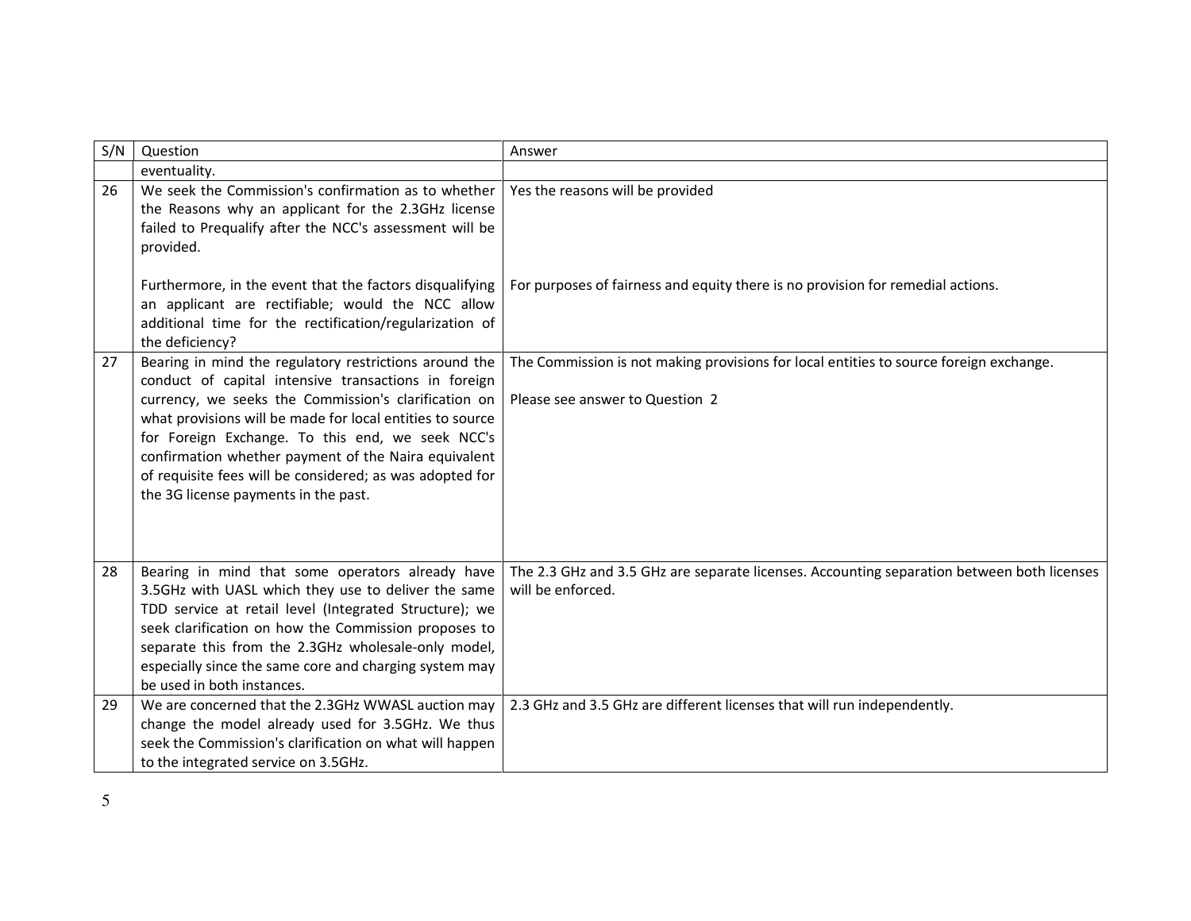| S/N | Question | Answer |
|---|---|---|
| | eventuality. | |
| 26 | We seek the Commission's confirmation as to whether the Reasons why an applicant for the 2.3GHz license failed to Prequalify after the NCC's assessment will be provided.<br><br>Furthermore, in the event that the factors disqualifying an applicant are rectifiable; would the NCC allow additional time for the rectification/regularization of the deficiency? | Yes the reasons will be provided<br><br>For purposes of fairness and equity there is no provision for remedial actions. |
| 27 | Bearing in mind the regulatory restrictions around the conduct of capital intensive transactions in foreign currency, we seeks the Commission's clarification on what provisions will be made for local entities to source for Foreign Exchange. To this end, we seek NCC's confirmation whether payment of the Naira equivalent of requisite fees will be considered; as was adopted for the 3G license payments in the past. | The Commission is not making provisions for local entities to source foreign exchange.<br><br>Please see answer to Question 2 |
| 28 | Bearing in mind that some operators already have 3.5GHz with UASL which they use to deliver the same TDD service at retail level (Integrated Structure); we seek clarification on how the Commission proposes to separate this from the 2.3GHz wholesale-only model, especially since the same core and charging system may be used in both instances. | The 2.3 GHz and 3.5 GHz are separate licenses. Accounting separation between both licenses will be enforced. |
| 29 | We are concerned that the 2.3GHz WWASL auction may change the model already used for 3.5GHz. We thus seek the Commission's clarification on what will happen to the integrated service on 3.5GHz. | 2.3 GHz and 3.5 GHz are different licenses that will run independently. |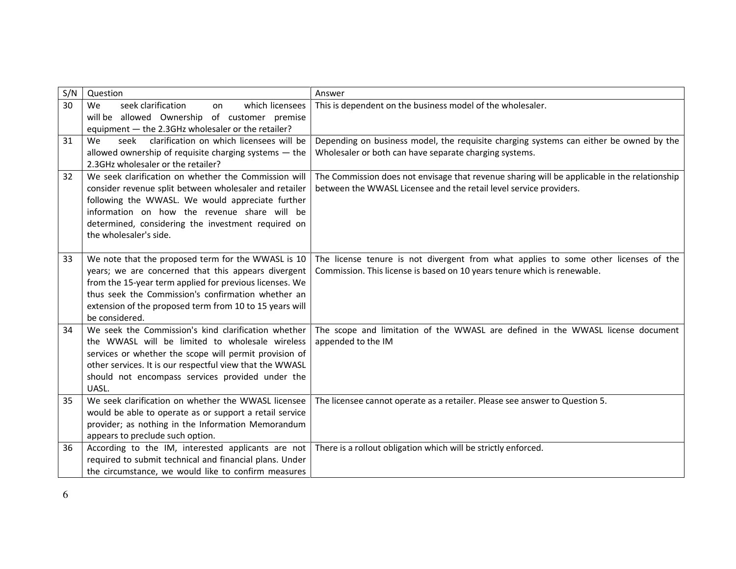| S/N | Question | Answer |
|---|---|---|
| 30 | We seek clarification on which licensees will be allowed Ownership of customer premise equipment — the 2.3GHz wholesaler or the retailer? | This is dependent on the business model of the wholesaler. |
| 31 | We seek clarification on which licensees will be allowed ownership of requisite charging systems — the 2.3GHz wholesaler or the retailer? | Depending on business model, the requisite charging systems can either be owned by the Wholesaler or both can have separate charging systems. |
| 32 | We seek clarification on whether the Commission will consider revenue split between wholesaler and retailer following the WWASL. We would appreciate further information on how the revenue share will be determined, considering the investment required on the wholesaler's side. | The Commission does not envisage that revenue sharing will be applicable in the relationship between the WWASL Licensee and the retail level service providers. |
| 33 | We note that the proposed term for the WWASL is 10 years; we are concerned that this appears divergent from the 15-year term applied for previous licenses. We thus seek the Commission's confirmation whether an extension of the proposed term from 10 to 15 years will be considered. | The license tenure is not divergent from what applies to some other licenses of the Commission. This license is based on 10 years tenure which is renewable. |
| 34 | We seek the Commission's kind clarification whether the WWASL will be limited to wholesale wireless services or whether the scope will permit provision of other services. It is our respectful view that the WWASL should not encompass services provided under the UASL. | The scope and limitation of the WWASL are defined in the WWASL license document appended to the IM |
| 35 | We seek clarification on whether the WWASL licensee would be able to operate as or support a retail service provider; as nothing in the Information Memorandum appears to preclude such option. | The licensee cannot operate as a retailer. Please see answer to Question 5. |
| 36 | According to the IM, interested applicants are not required to submit technical and financial plans. Under the circumstance, we would like to confirm measures | There is a rollout obligation which will be strictly enforced. |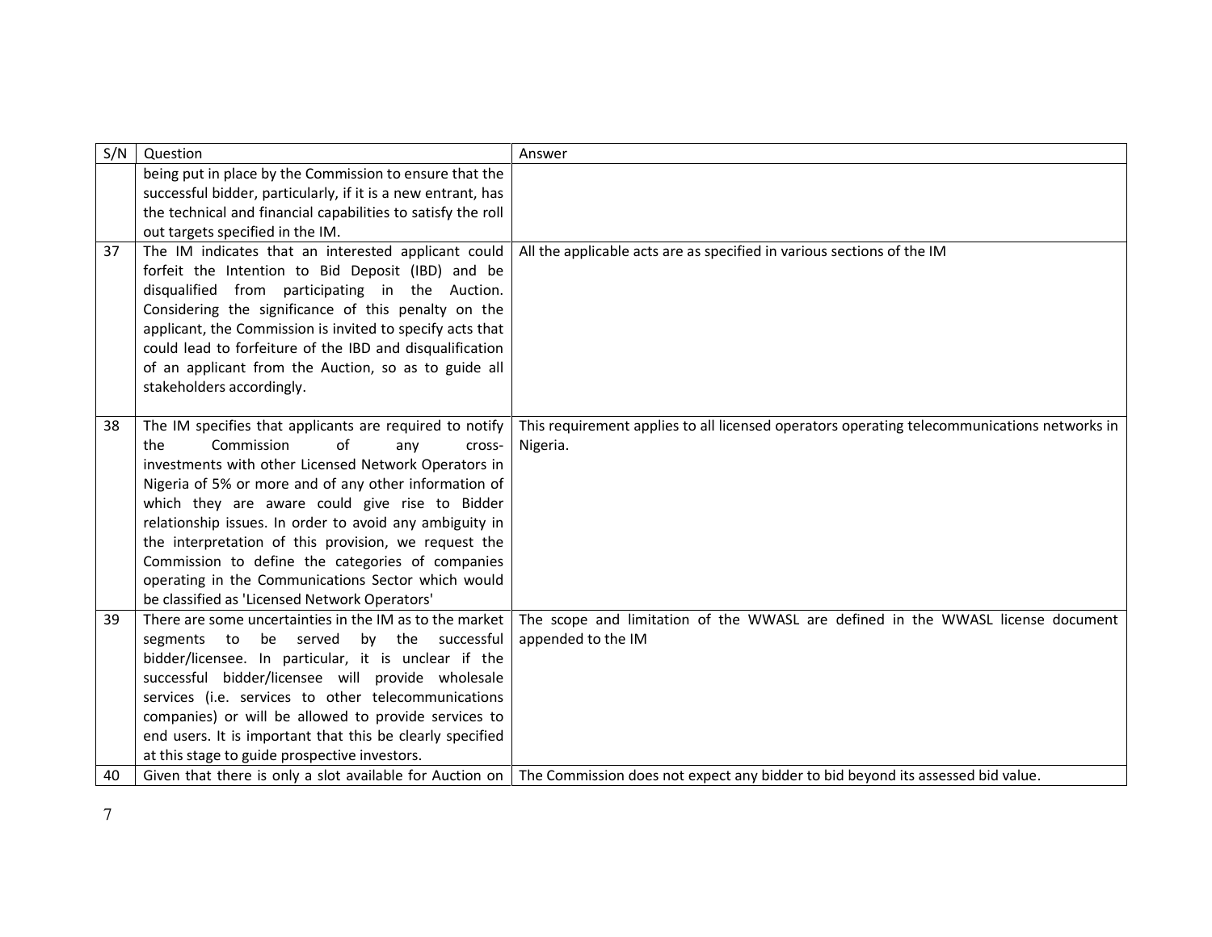| S/N | Question | Answer |
|---|---|---|
| | being put in place by the Commission to ensure that the successful bidder, particularly, if it is a new entrant, has the technical and financial capabilities to satisfy the roll out targets specified in the IM. | |
| 37 | The IM indicates that an interested applicant could forfeit the Intention to Bid Deposit (IBD) and be disqualified from participating in the Auction. Considering the significance of this penalty on the applicant, the Commission is invited to specify acts that could lead to forfeiture of the IBD and disqualification of an applicant from the Auction, so as to guide all stakeholders accordingly. | All the applicable acts are as specified in various sections of the IM |
| 38 | The IM specifies that applicants are required to notify the Commission of any cross-investments with other Licensed Network Operators in Nigeria of 5% or more and of any other information of which they are aware could give rise to Bidder relationship issues. In order to avoid any ambiguity in the interpretation of this provision, we request the Commission to define the categories of companies operating in the Communications Sector which would be classified as 'Licensed Network Operators' | This requirement applies to all licensed operators operating telecommunications networks in Nigeria. |
| 39 | There are some uncertainties in the IM as to the market segments to be served by the successful bidder/licensee. In particular, it is unclear if the successful bidder/licensee will provide wholesale services (i.e. services to other telecommunications companies) or will be allowed to provide services to end users. It is important that this be clearly specified at this stage to guide prospective investors. | The scope and limitation of the WWASL are defined in the WWASL license document appended to the IM |
| 40 | Given that there is only a slot available for Auction on | The Commission does not expect any bidder to bid beyond its assessed bid value. |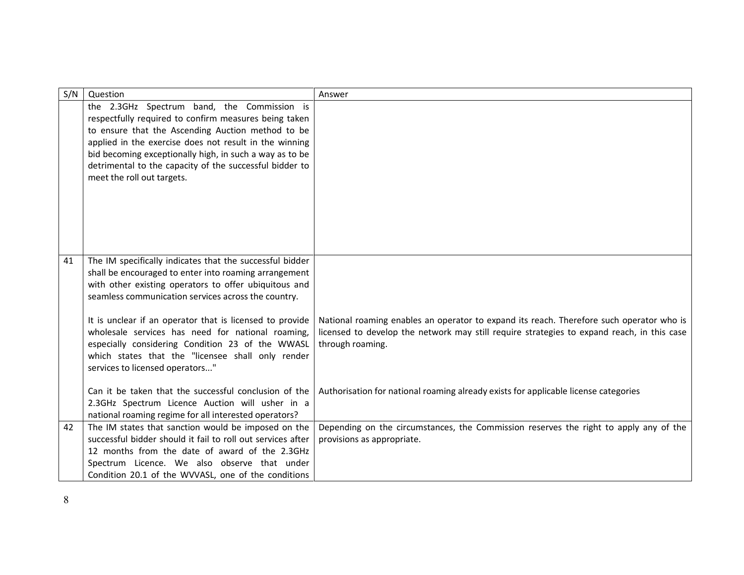| S/N | Question | Answer |
|---|---|---|
| | the 2.3GHz Spectrum band, the Commission is respectfully required to confirm measures being taken to ensure that the Ascending Auction method to be applied in the exercise does not result in the winning bid becoming exceptionally high, in such a way as to be detrimental to the capacity of the successful bidder to meet the roll out targets. | |
| 41 | The IM specifically indicates that the successful bidder shall be encouraged to enter into roaming arrangement with other existing operators to offer ubiquitous and seamless communication services across the country. | |
| | It is unclear if an operator that is licensed to provide wholesale services has need for national roaming, especially considering Condition 23 of the WWASL which states that the "licensee shall only render services to licensed operators..." | National roaming enables an operator to expand its reach. Therefore such operator who is licensed to develop the network may still require strategies to expand reach, in this case through roaming. |
| | Can it be taken that the successful conclusion of the 2.3GHz Spectrum Licence Auction will usher in a national roaming regime for all interested operators? | Authorisation for national roaming already exists for applicable license categories |
| 42 | The IM states that sanction would be imposed on the successful bidder should it fail to roll out services after 12 months from the date of award of the 2.3GHz Spectrum Licence. We also observe that under Condition 20.1 of the WVVASL, one of the conditions | Depending on the circumstances, the Commission reserves the right to apply any of the provisions as appropriate. |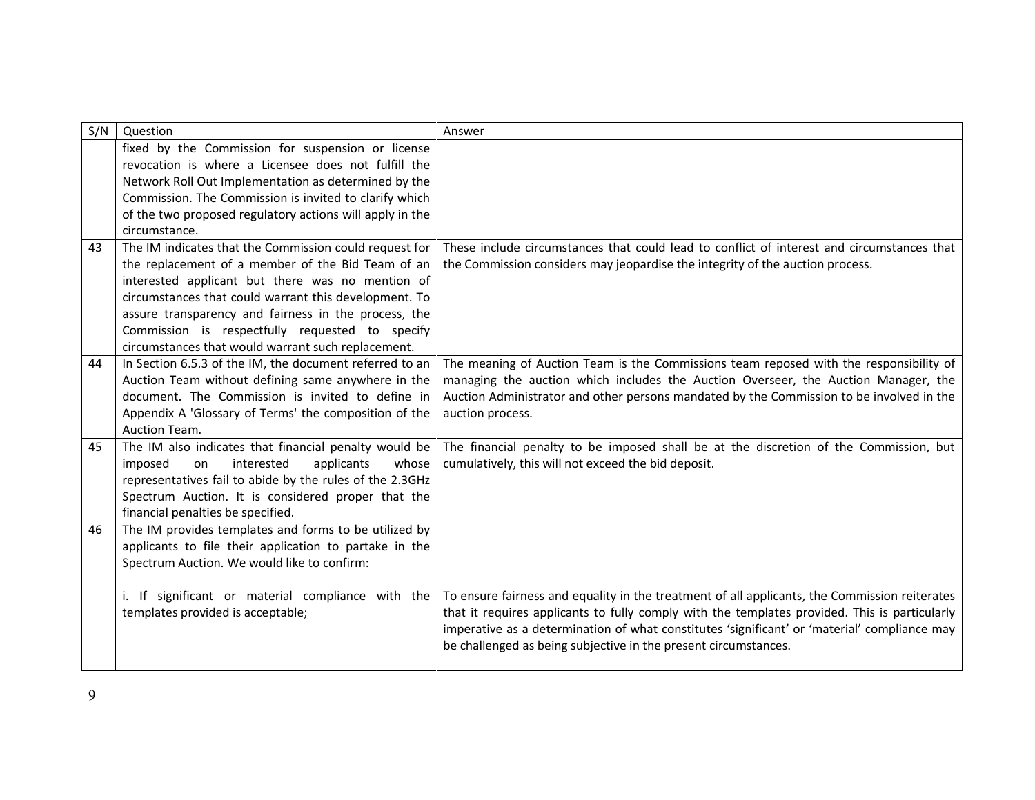| S/N | Question | Answer |
|---|---|---|
| | fixed by the Commission for suspension or license revocation is where a Licensee does not fulfill the Network Roll Out Implementation as determined by the Commission. The Commission is invited to clarify which of the two proposed regulatory actions will apply in the circumstance. | |
| 43 | The IM indicates that the Commission could request for the replacement of a member of the Bid Team of an interested applicant but there was no mention of circumstances that could warrant this development. To assure transparency and fairness in the process, the Commission is respectfully requested to specify circumstances that would warrant such replacement. | These include circumstances that could lead to conflict of interest and circumstances that the Commission considers may jeopardise the integrity of the auction process. |
| 44 | In Section 6.5.3 of the IM, the document referred to an Auction Team without defining same anywhere in the document. The Commission is invited to define in Appendix A 'Glossary of Terms' the composition of the Auction Team. | The meaning of Auction Team is the Commissions team reposed with the responsibility of managing the auction which includes the Auction Overseer, the Auction Manager, the Auction Administrator and other persons mandated by the Commission to be involved in the auction process. |
| 45 | The IM also indicates that financial penalty would be imposed on interested applicants whose representatives fail to abide by the rules of the 2.3GHz Spectrum Auction. It is considered proper that the financial penalties be specified. | The financial penalty to be imposed shall be at the discretion of the Commission, but cumulatively, this will not exceed the bid deposit. |
| 46 | The IM provides templates and forms to be utilized by applicants to file their application to partake in the Spectrum Auction. We would like to confirm:<br><br>i. If significant or material compliance with the templates provided is acceptable; | <br><br><br>To ensure fairness and equality in the treatment of all applicants, the Commission reiterates that it requires applicants to fully comply with the templates provided. This is particularly imperative as a determination of what constitutes 'significant' or 'material' compliance may be challenged as being subjective in the present circumstances. |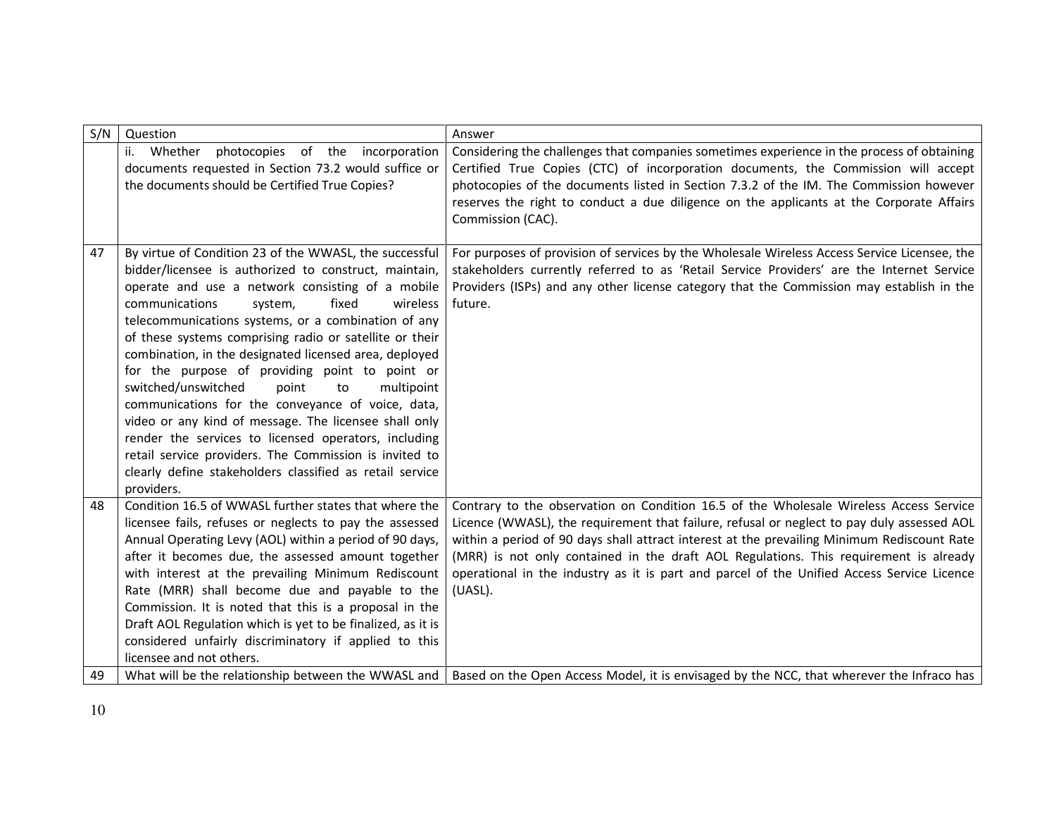| S/N | Question | Answer |
|---|---|---|
| | ii. Whether photocopies of the incorporation documents requested in Section 73.2 would suffice or the documents should be Certified True Copies? | Considering the challenges that companies sometimes experience in the process of obtaining Certified True Copies (CTC) of incorporation documents, the Commission will accept photocopies of the documents listed in Section 7.3.2 of the IM. The Commission however reserves the right to conduct a due diligence on the applicants at the Corporate Affairs Commission (CAC). |
| 47 | By virtue of Condition 23 of the WWASL, the successful bidder/licensee is authorized to construct, maintain, operate and use a network consisting of a mobile communications system, fixed wireless telecommunications systems, or a combination of any of these systems comprising radio or satellite or their combination, in the designated licensed area, deployed for the purpose of providing point to point or switched/unswitched point to multipoint communications for the conveyance of voice, data, video or any kind of message. The licensee shall only render the services to licensed operators, including retail service providers. The Commission is invited to clearly define stakeholders classified as retail service providers. | For purposes of provision of services by the Wholesale Wireless Access Service Licensee, the stakeholders currently referred to as 'Retail Service Providers' are the Internet Service Providers (ISPs) and any other license category that the Commission may establish in the future. |
| 48 | Condition 16.5 of WWASL further states that where the licensee fails, refuses or neglects to pay the assessed Annual Operating Levy (AOL) within a period of 90 days, after it becomes due, the assessed amount together with interest at the prevailing Minimum Rediscount Rate (MRR) shall become due and payable to the Commission. It is noted that this is a proposal in the Draft AOL Regulation which is yet to be finalized, as it is considered unfairly discriminatory if applied to this licensee and not others. | Contrary to the observation on Condition 16.5 of the Wholesale Wireless Access Service Licence (WWASL), the requirement that failure, refusal or neglect to pay duly assessed AOL within a period of 90 days shall attract interest at the prevailing Minimum Rediscount Rate (MRR) is not only contained in the draft AOL Regulations. This requirement is already operational in the industry as it is part and parcel of the Unified Access Service Licence (UASL). |
| 49 | What will be the relationship between the WWASL and | Based on the Open Access Model, it is envisaged by the NCC, that wherever the Infraco has |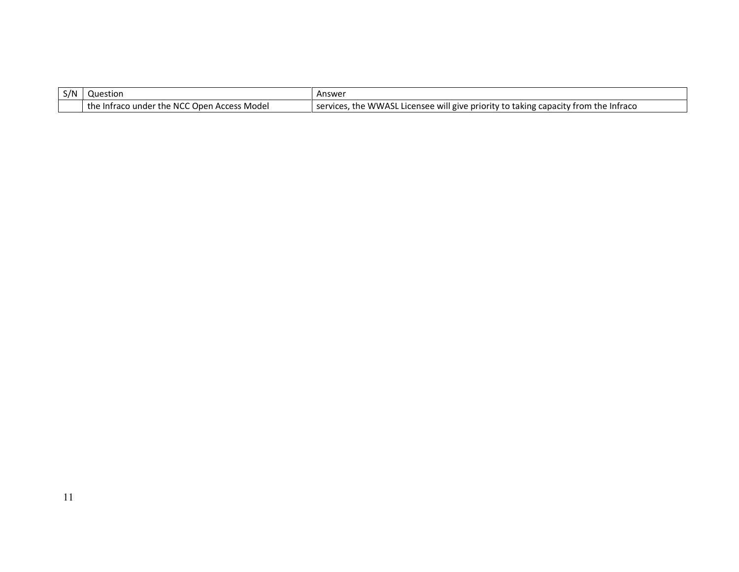| S/N | Question | Answer |
| --- | --- | --- |
| | the Infraco under the NCC Open Access Model | services, the WWASL Licensee will give priority to taking capacity from the Infraco |